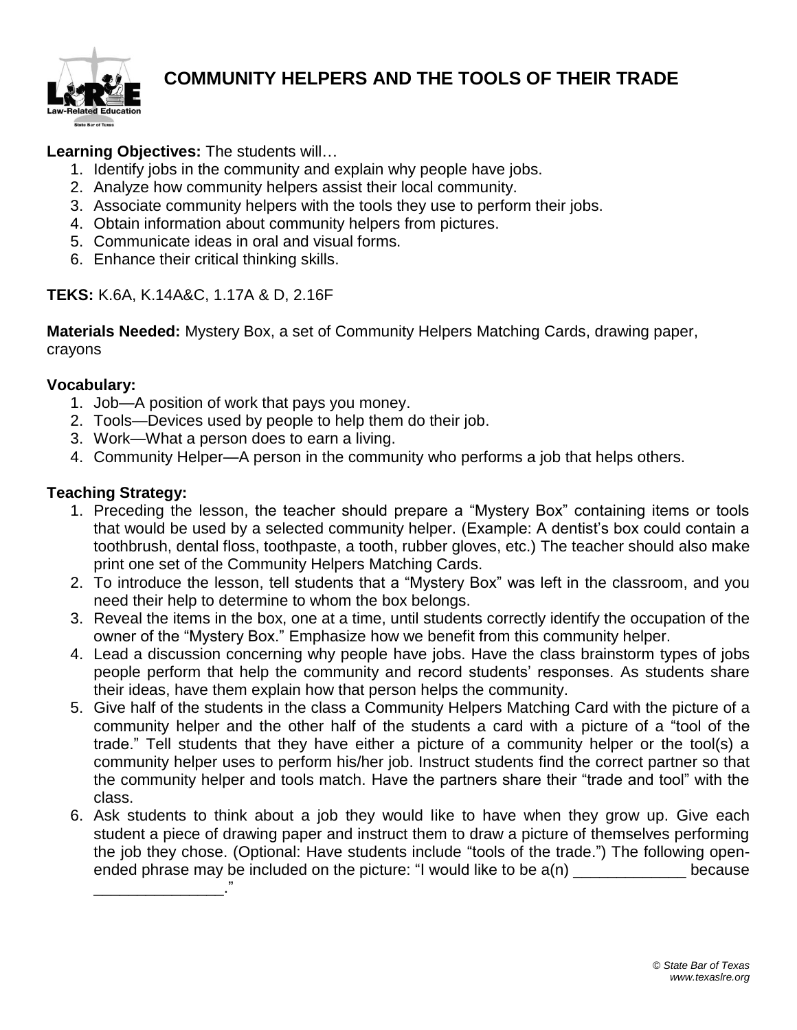# COMMUNITY HELPERS AND THE TOOLS OF THEIR TRADE

**Learning Objectives:** The students will…

1. Identify jobs in the community and explain why people have jobs.
2. Analyze how community helpers assist their local community.
3. Associate community helpers with the tools they use to perform their jobs.
4. Obtain information about community helpers from pictures.
5. Communicate ideas in oral and visual forms.
6. Enhance their critical thinking skills.

**TEKS:** K.6A, K.14A&C, 1.17A & D, 2.16F

**Materials Needed:** Mystery Box, a set of Community Helpers Matching Cards, drawing paper, crayons

**Vocabulary:**

1. Job—A position of work that pays you money.
2. Tools—Devices used by people to help them do their job.
3. Work—What a person does to earn a living.
4. Community Helper—A person in the community who performs a job that helps others.

**Teaching Strategy:**

1. Preceding the lesson, the teacher should prepare a "Mystery Box" containing items or tools that would be used by a selected community helper. (Example: A dentist's box could contain a toothbrush, dental floss, toothpaste, a tooth, rubber gloves, etc.) The teacher should also make print one set of the Community Helpers Matching Cards.
2. To introduce the lesson, tell students that a "Mystery Box" was left in the classroom, and you need their help to determine to whom the box belongs.
3. Reveal the items in the box, one at a time, until students correctly identify the occupation of the owner of the "Mystery Box." Emphasize how we benefit from this community helper.
4. Lead a discussion concerning why people have jobs. Have the class brainstorm types of jobs people perform that help the community and record students' responses. As students share their ideas, have them explain how that person helps the community.
5. Give half of the students in the class a Community Helpers Matching Card with the picture of a community helper and the other half of the students a card with a picture of a "tool of the trade." Tell students that they have either a picture of a community helper or the tool(s) a community helper uses to perform his/her job. Instruct students find the correct partner so that the community helper and tools match. Have the partners share their "trade and tool" with the class.
6. Ask students to think about a job they would like to have when they grow up. Give each student a piece of drawing paper and instruct them to draw a picture of themselves performing the job they chose. (Optional: Have students include "tools of the trade.") The following open-ended phrase may be included on the picture: "I would like to be a(n) _____________ because _______________."

*© State Bar of Texas*
*www.texaslre.org*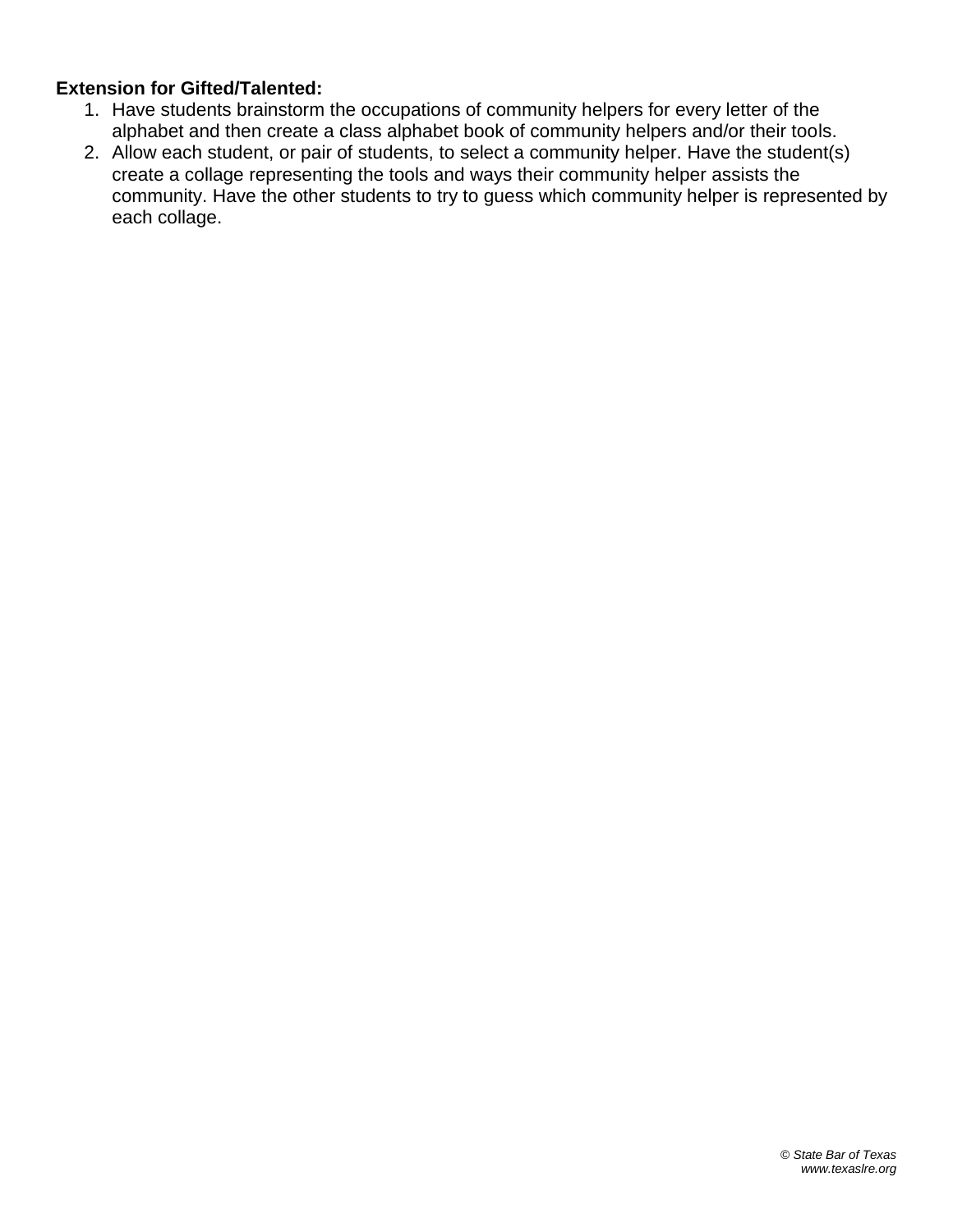**Extension for Gifted/Talented:**

1. Have students brainstorm the occupations of community helpers for every letter of the alphabet and then create a class alphabet book of community helpers and/or their tools.
2. Allow each student, or pair of students, to select a community helper. Have the student(s) create a collage representing the tools and ways their community helper assists the community. Have the other students to try to guess which community helper is represented by each collage.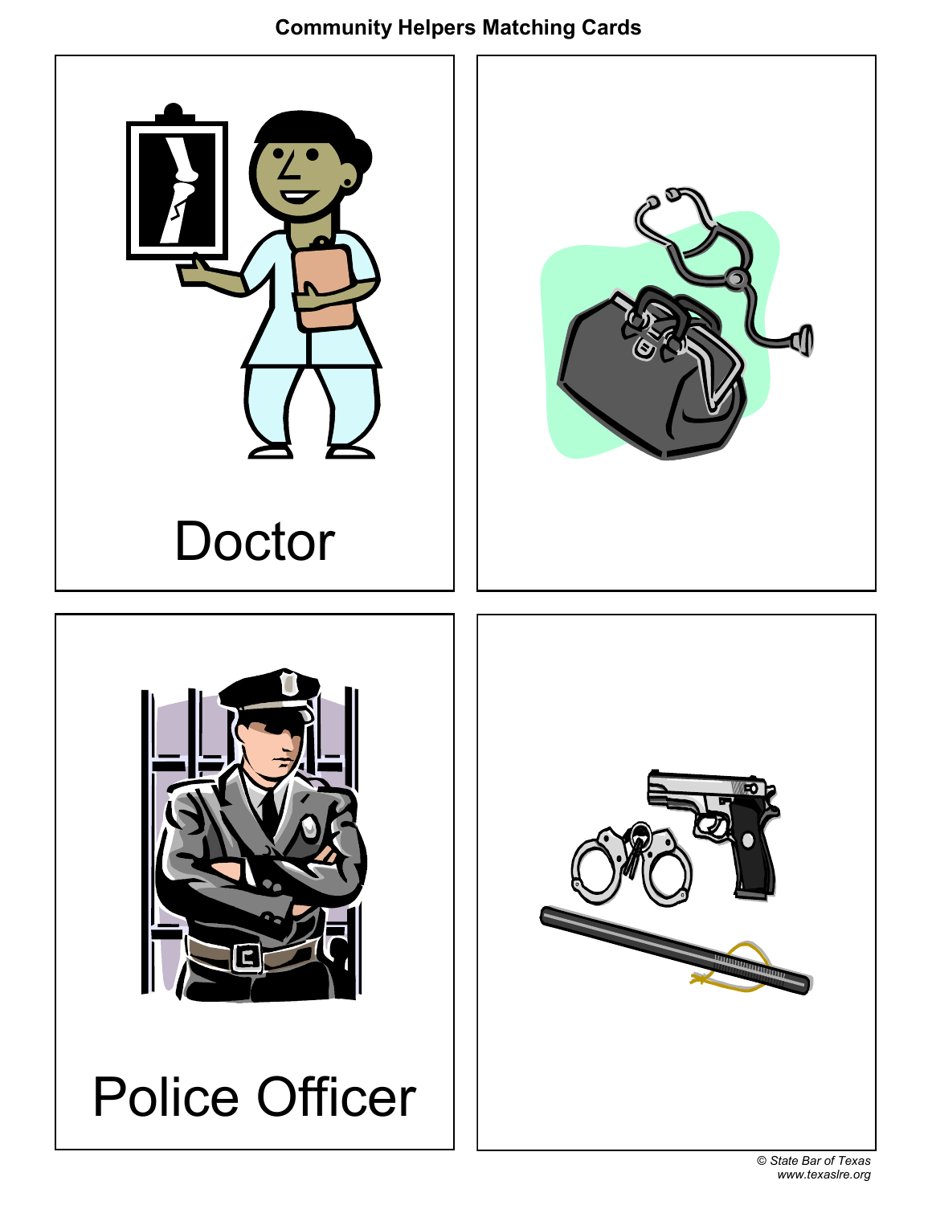# Community Helpers Matching Cards

Doctor

Police Officer

*© State Bar of Texas*
*www.texaslre.org*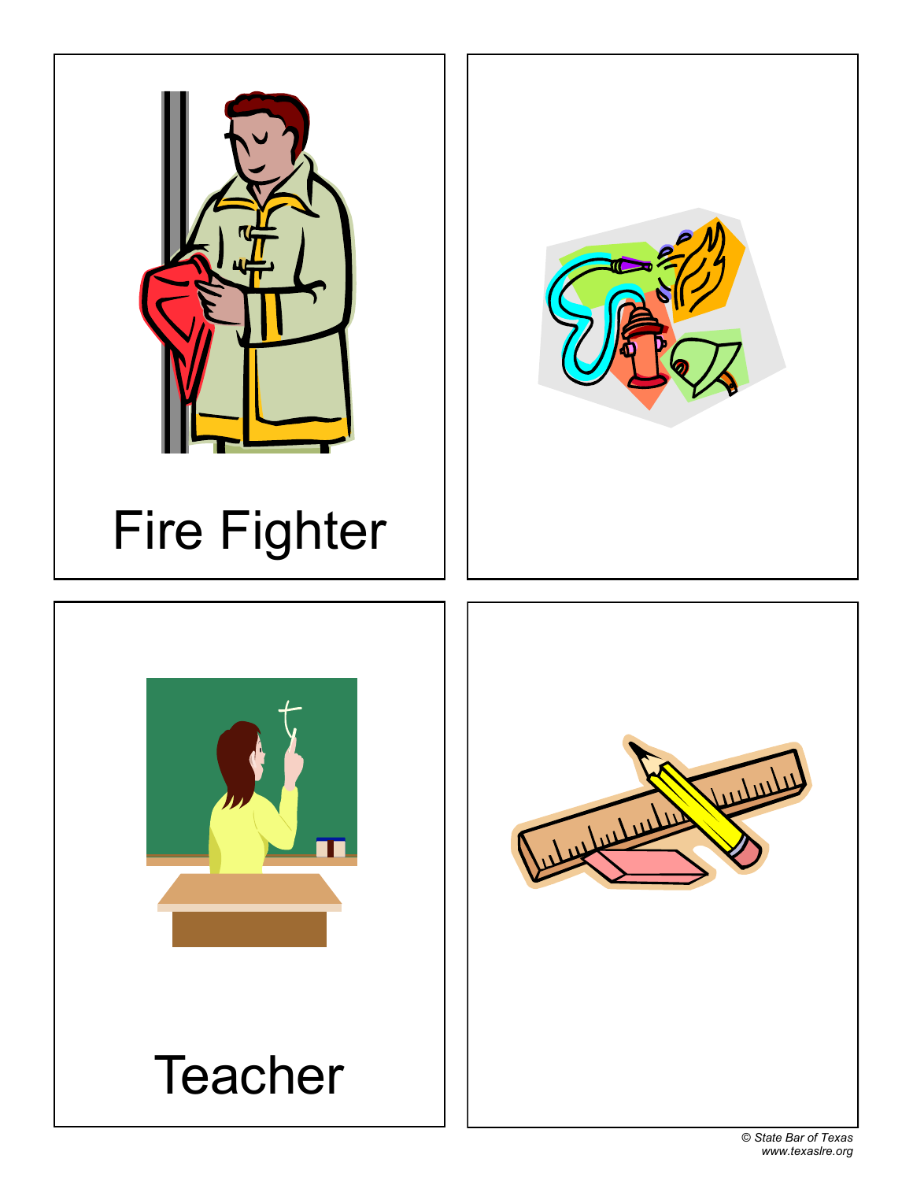Fire Fighter

Teacher

© State Bar of Texas
www.texaslre.org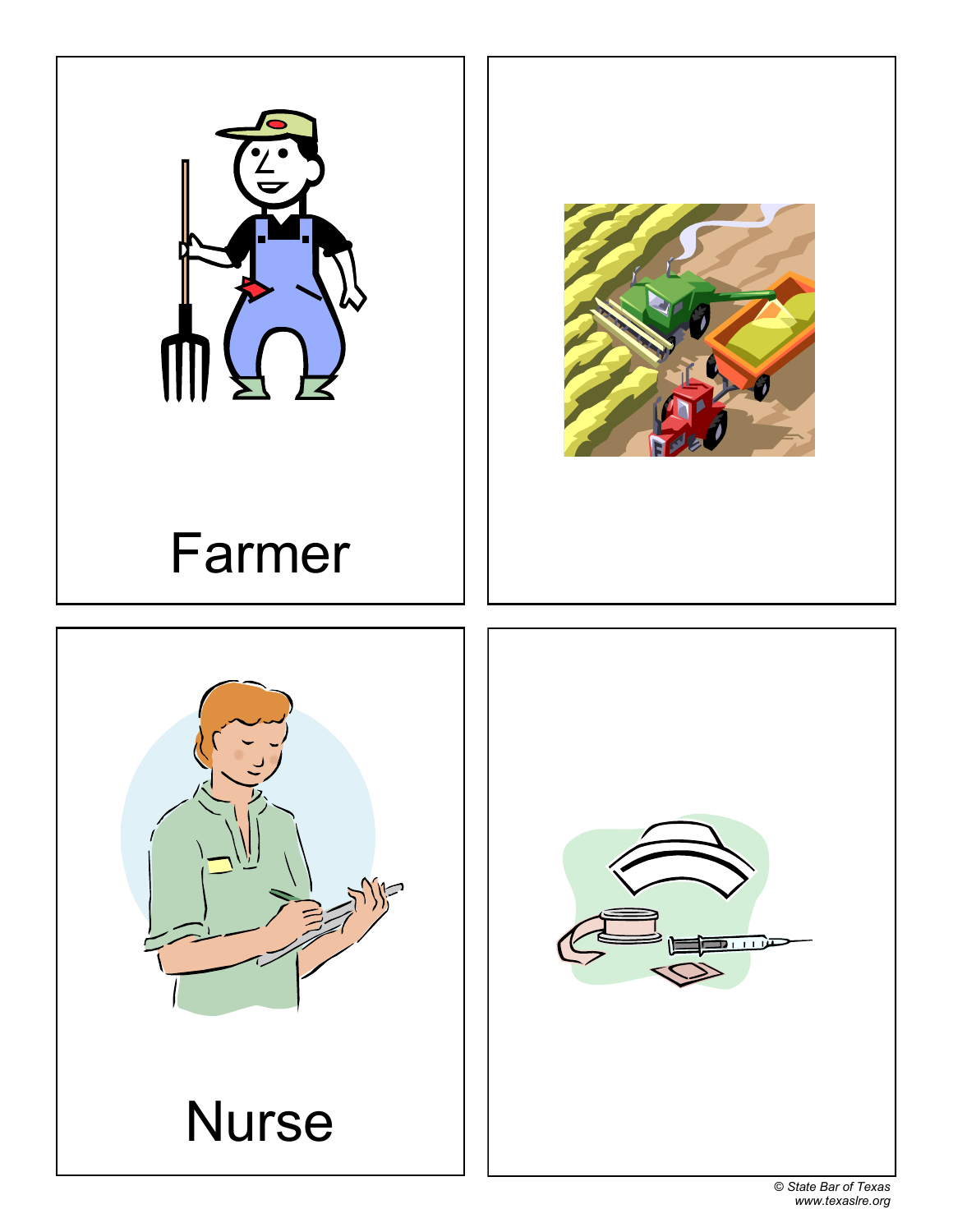Farmer

Nurse

© State Bar of Texas
www.texaslre.org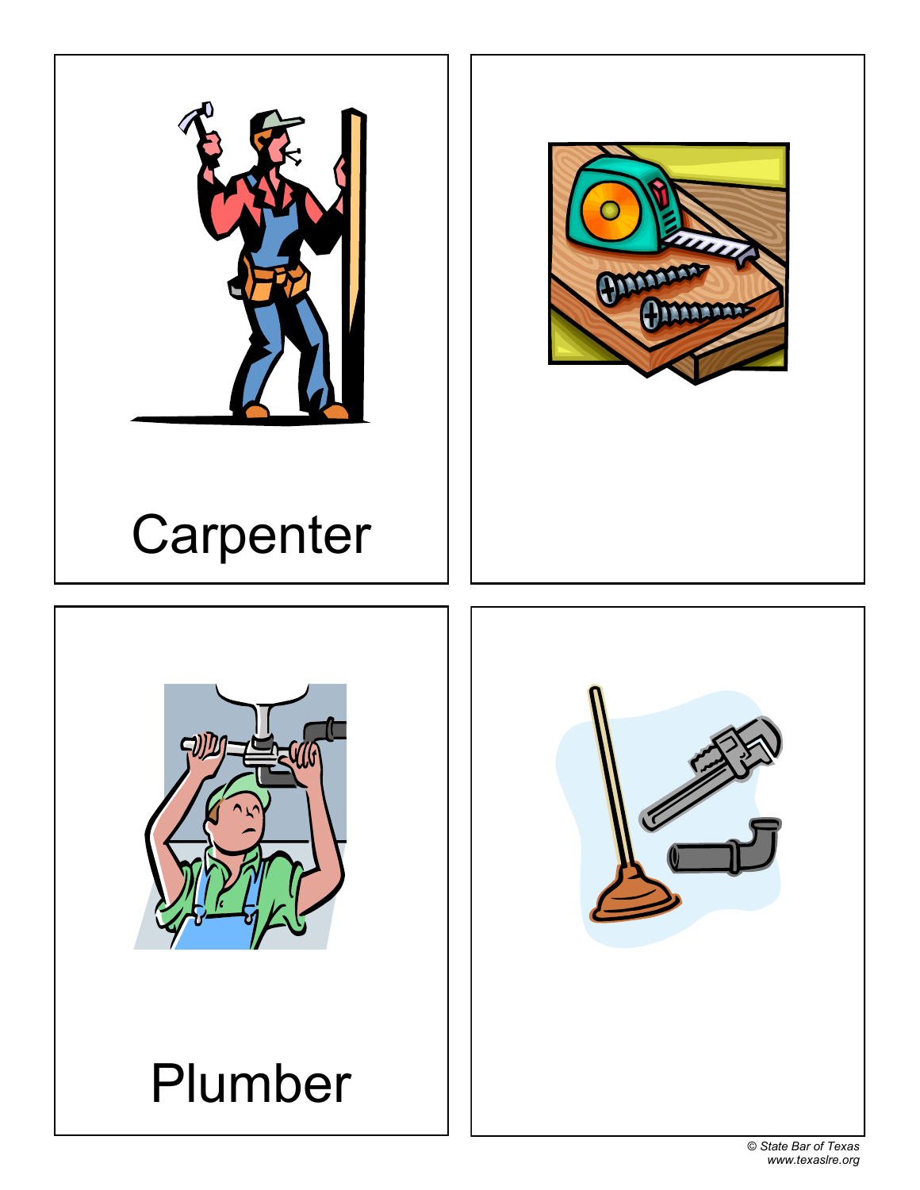Carpenter

Plumber

© State Bar of Texas
www.texaslre.org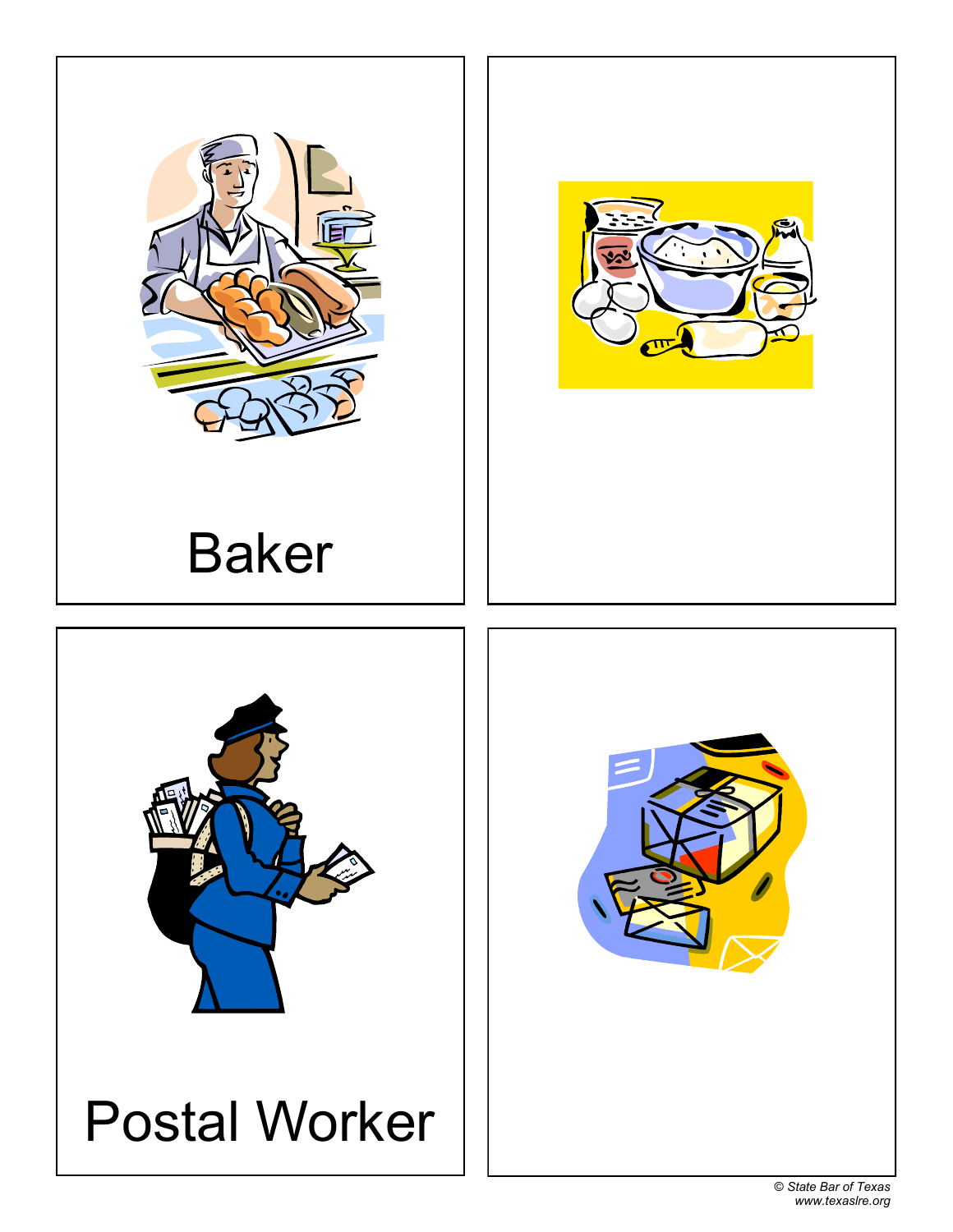Baker

Postal Worker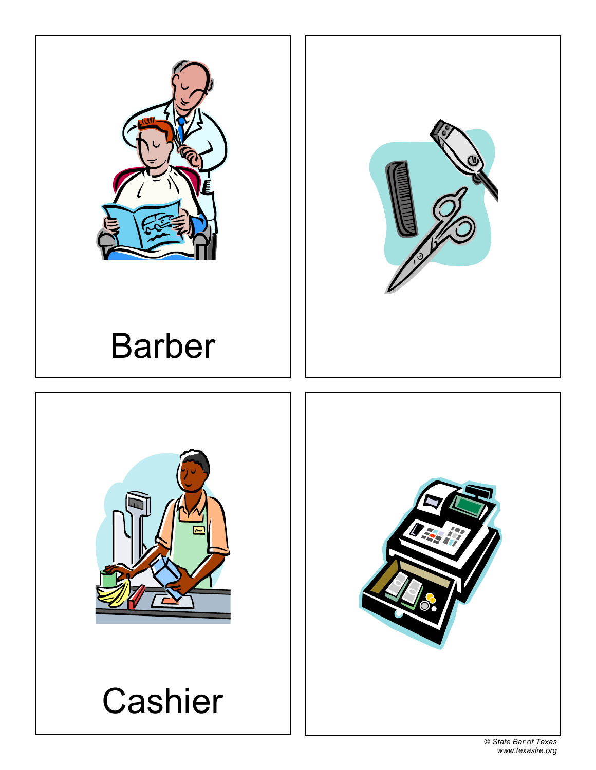Barber

Cashier

© State Bar of Texas
www.texaslre.org